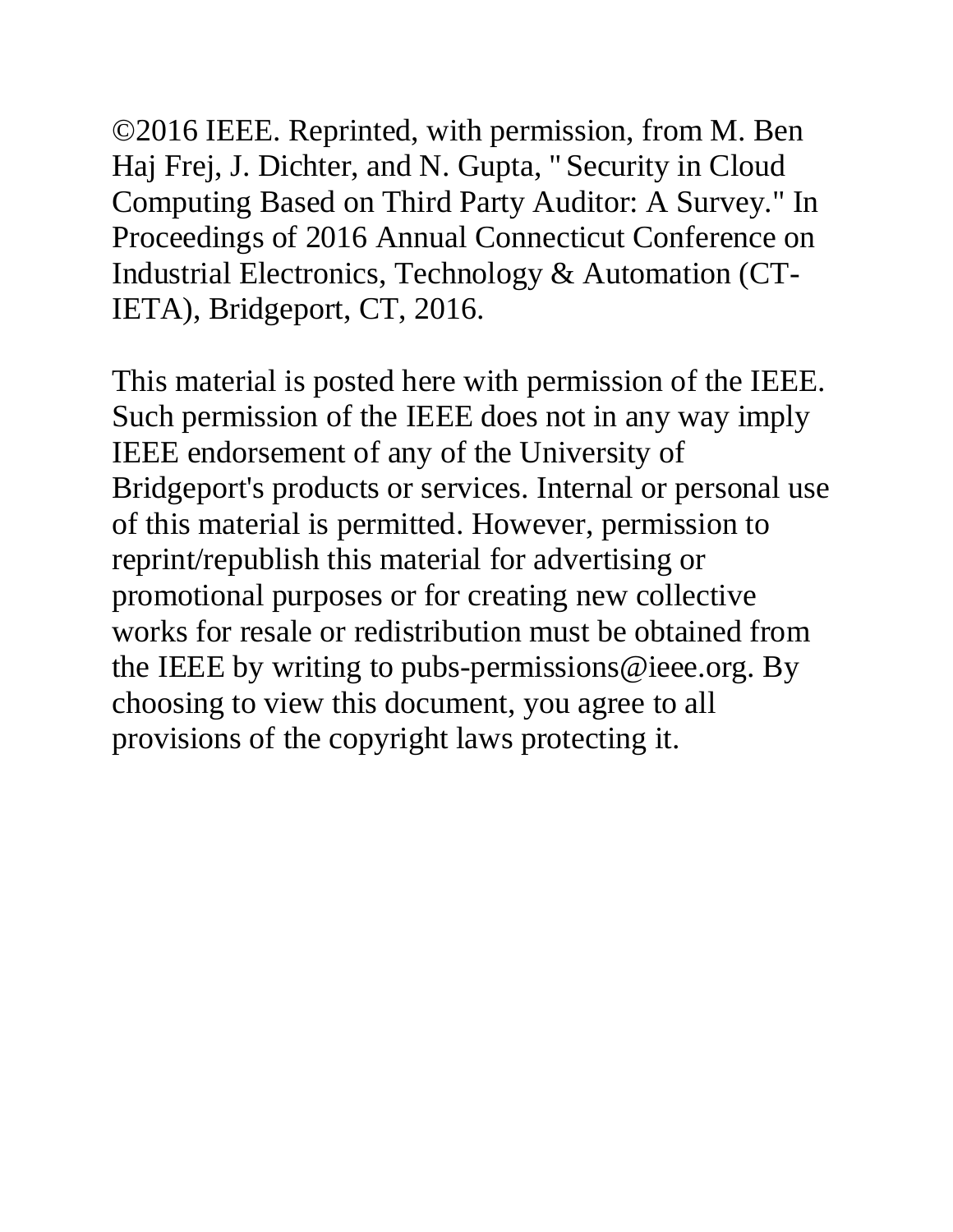©2016 IEEE. Reprinted, with permission, from M. Ben Haj Frej, J. Dichter, and N. Gupta, "Security in Cloud Computing Based on Third Party Auditor: A Survey." In Proceedings of 2016 Annual Connecticut Conference on Industrial Electronics, Technology & Automation (CT-IETA), Bridgeport, CT, 2016.

This material is posted here with permission of the IEEE. Such permission of the IEEE does not in any way imply IEEE endorsement of any of the University of Bridgeport's products or services. Internal or personal use of this material is permitted. However, permission to reprint/republish this material for advertising or promotional purposes or for creating new collective works for resale or redistribution must be obtained from the IEEE by writing to pubs-permissions@ieee.org. By choosing to view this document, you agree to all provisions of the copyright laws protecting it.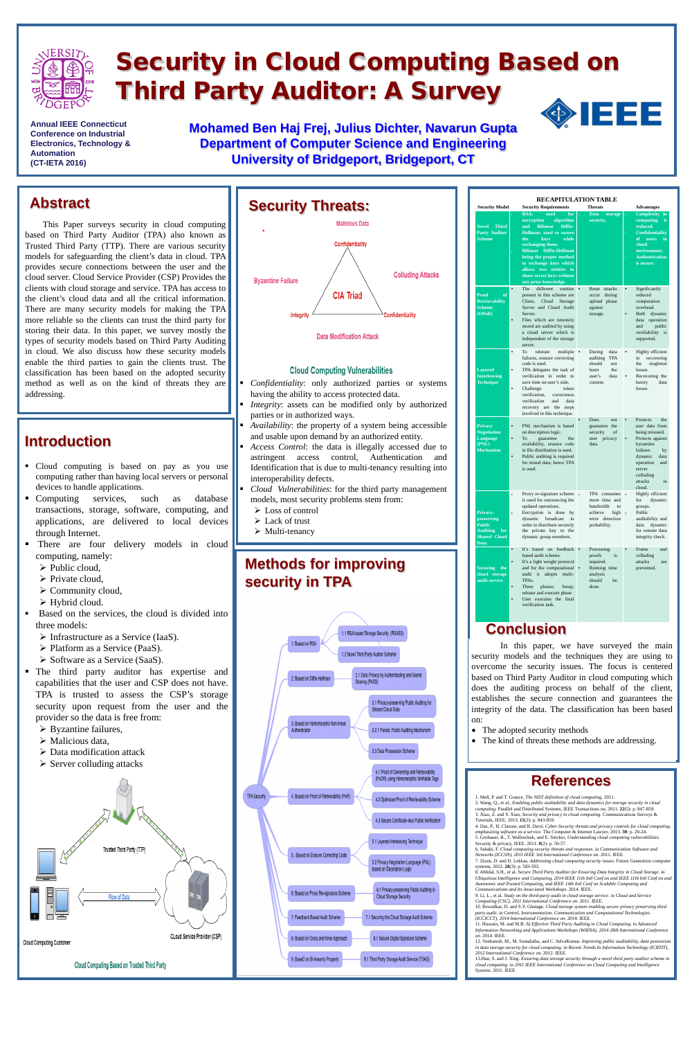# Security in Cloud Computing Based on Third Party Auditor: A Survey

**Annual IEEE Connecticut Conference on Industrial Electronics, Technology & Automation (CT-IETA 2016)**

**Mohamed Ben Haj Frej, Julius Dichter, Navarun Gupta**
**Department of Computer Science and Engineering**
**University of Bridgeport, Bridgeport, CT**

## Abstract

This Paper surveys security in cloud computing based on Third Party Auditor (TPA) also known as Trusted Third Party (TTP). There are various security models for safeguarding the client's data in cloud. TPA provides secure connections between the user and the cloud server. Cloud Service Provider (CSP) Provides the clients with cloud storage and service. TPA has access to the client's cloud data and all the critical information. There are many security models for making the TPA more reliable so the clients can trust the third party for storing their data. In this paper, we survey mostly the types of security models based on Third Party Auditing in cloud. We also discuss how these security models enable the third parties to gain the clients trust. The classification has been based on the adopted security method as well as on the kind of threats they are addressing.

## Introduction

- Cloud computing is based on pay as you use computing rather than having local servers or personal devices to handle applications.
- Computing services, such as database transactions, storage, software, computing, and applications, are delivered to local devices through Internet.
- There are four delivery models in cloud computing, namely:
  - Public cloud,
  - Private cloud,
  - Community cloud,
  - Hybrid cloud.
- Based on the services, the cloud is divided into three models:
  - Infrastructure as a Service (IaaS).
  - Platform as a Service (PaaS).
  - Software as a Service (SaaS).
- The third party auditor has expertise and capabilities that the user and CSP does not have. TPA is trusted to assess the CSP's storage security upon request from the user and the provider so the data is free from:
  - Byzantine failures,
  - Malicious data,
  - Data modification attack
  - Server colluding attacks

Trusted Third Party (TTP)

Flow of Data

Cloud Computing Customer

Cloud Service Provider (CSP)

Cloud Computing Based on Trusted Third Party

## Security Threats:

Malicious Data

Confidentiality

Byzantine Failure

Colluding Attacks

CIA Triad

Integrity

Confidentiality

Data Modification Attack

Cloud Computing Vulnerabilities

- *Confidentiality*: only authorized parties or systems having the ability to access protected data.
- *Integrity*: assets can be modified only by authorized parties or in authorized ways.
- *Availability*: the property of a system being accessible and usable upon demand by an authorized entity.
- *Access Control*: the data is illegally accessed due to astringent access control, Authentication and Identification that is due to multi-tenancy resulting into interoperability defects.
- *Cloud Vulnerabilities*: for the third party management models, most security problems stem from:
  - Loss of control
  - Lack of trust
  - Multi-tenancy

## Methods for improving security in TPA

TPA Security

1. Based on RSA
   - 1.1 RSA based Storage Security (RSASS)
   - 1.2 Novel Third Party Auditor Scheme
2. Based on Diffie-Hellman
   - 2.1 Data Privacy by Authenticating and Secret Sharing (PASS)
3. Based on Homomorphic Non-linear Authenticator
   - 3.1 Privacy-preserving Public Auditing for Shared Cloud Data
   - 3.2.1 Panda: Public Auditing Mechanism
   - 3.3 Data Possession Scheme
4. Based on Proof of Retrievability (PoR)
   - 4.1 Proof of Ownership and Retrievability (PoOR) using Homomorphic Verifiable Tags
   - 4.2 Optimized Proof of Retrievability Scheme
   - 4.3 Secure Certificate-less Public Verification
5. Based on Erasure Correcting Code
   - 5.1 Layered Interleaving Technique
   - 5.2 Privacy Negotiation Language (PNL) based on Description Logic
6. Based on Proxy Re-signature Scheme
   - 6.1 Privacy-preserving Public Auditing in Cloud Storage Security
7. Feedback Based Audit Scheme
   - 7.1 Securing the Cloud Storage Audit Scheme
8. Based on Orata and Knox Approach
   - 8.1 Secure Digital Signature Scheme
9. Based on Bi-linearity Property
   - 9.1 Third Party Storage Audit Service (TSAS)

## RECAPITULATION TABLE

| Security Model | Security Requirements | Threats | Advantages |
|---|---|---|---|
| Novel Third Party Auditor Scheme | • RSA: used for encryption algorithm and Bilinear Diffie-Hellman: used to secure the keys while exchanging them. • Bilinear Diffie-Hellman being the proper method to exchange keys which allows two entities to share secret keys without any prior knowledge. | • Data storage security. | • Complexity in computing is reduced. • Confidentiality of users in cloud environment. • Authentication is secure. |
| Proof of Retrievability Scheme (OPoR) | • The different entities present in this scheme are Client, Cloud Storage Server and Cloud Audit Server. • Files which are remotely stored are audited by using a cloud server which is independent of the storage server. | • Reset attacks occur during upload phase against storage. | • Significantly reduced computation overhead. • Both dynamic data operation and public verifiability is supported. |
| Layered Interleaving Technique | • To tolerate multiple failures, erasure correcting code is used. • TPA delegates the task of verification in order to save time on user's side. • Challenge token verification, correctness verification and data recovery are the steps involved in this technique. | • During data auditing TPA should not learn the user's data content. | • Highly efficient in recovering the singleton losses. • Recovering the bursty data losses. |
| Privacy Negotiation Language (PNL) Mechanism | • PNL mechanism is based on description logic. • To guarantee the availability, erasure code in file distribution is used. • Public auditing is required for stored data; hence TPA is used. | • Does not guarantee the security of user privacy data. | • Protects the user data from being misused. • Protects against byzantine failures by dynamic data operation and server colluding attacks in cloud. |
| Privacy-preserving Public Auditing for Shared Cloud Data | • Proxy re-signature scheme is used for outsourcing the updated operations. • Encryption is done by dynamic broadcast in order to distribute securely the private key to the dynamic group members. | • TPA consumes more time and bandwidth to achieve high error detection probability. | • Highly efficient for dynamic groups. • Public auditability and data dynamic for remote data integrity check. |
| Securing the cloud storage audit service | • It's based on feedback based audit scheme. • It's a light weight protocol and for the computational audit it adopts multi-TPAs. • Three phases: Setup, release and execute phase • User executes the final verification task. | • Processing proofs is required. • Running time analysis should be done. | • Frame and colluding attacks are prevented. |

## Conclusion

In this paper, we have surveyed the main security models and the techniques they are using to overcome the security issues. The focus is centered based on Third Party Auditor in cloud computing which does the auditing process on behalf of the client, establishes the secure connection and guarantees the integrity of the data. The classification has been based on:

- The adopted security methods
- The kind of threats these methods are addressing.

## References

1. Mell, P. and T. Grance, *The NIST definition of cloud computing*. 2011.
2. Wang, Q., et al., *Enabling public auditability and data dynamics for storage security in cloud computing*. Parallel and Distributed Systems, IEEE Transactions on, 2011. **22**(5): p. 847-859.
3. Xiao, Z. and Y. Xiao, *Security and privacy in cloud computing*. Communications Surveys & Tutorials, IEEE, 2013. **15**(2): p. 843-859.
4. Das, P., H. Classen, and R. Davé, *Cyber-Security threats and privacy controls for cloud computing, emphasizing software as a service*. The Computer & Internet Lawyer, 2013. **30**: p. 20-24.
5. Grobauer, B., T. Walloschek, and E. Stöcker, *Understanding cloud computing vulnerabilities*. Security & privacy, IEEE, 2011. **9**(2): p. 50-57.
6. Subashini, F. *Cloud computing security threats and responses*. in *Communication Software and Networks (ICCSN), 2011 IEEE 3rd International Conference on*. 2011. IEEE.
7. Zissis, D. and D. Lekkas, *Addressing cloud computing security issues*. Future Generation computer systems, 2012. **28**(3): p. 583-592.
8. Abbdal, S.H., et al. *Secure Third Party Auditor for Ensuring Data Integrity in Cloud Storage*. in *Ubiquitous Intelligence and Computing, 2014 IEEE 11th Intl Conf on and IEEE 11th Intl Conf on and Autonomic and Trusted Computing, and IEEE 14th Intl Conf on Scalable Computing and Communications and Its Associated Workshops*. 2014. IEEE.
9. Li, L., et al. *Study on the third-party audit in cloud storage service*. in *Cloud and Service Computing (CSC), 2011 International Conference on*. 2011. IEEE.
10. Rewadkar, D. and S.Y. Ghatage. *Cloud storage system enabling secure privacy preserving third party audit*. in *Control, Instrumentation, Communication and Computational Technologies (ICCICCT), 2014 International Conference on*. 2014. IEEE.
11. Hussain, M. and M.B. Al *Effective Third Party Auditing in Cloud Computing*. in *Advanced Information Networking and Applications Workshops (WAINA), 2014 28th International Conference on*. 2014. IEEE.
12. Venkatesh, M., M. Sumalatha, and C. SelvaKumar. *Improving public auditability, data possession in data storage security for cloud computing*. in *Recent Trends In Information Technology (ICRTIT), 2012 International Conference on*. 2012. IEEE.
13. Han, S. and J. Xing. *Ensuring data storage security through a novel third party auditor scheme in cloud computing*. in *2011 IEEE International Conference on Cloud Computing and Intelligence Systems*. 2011. IEEE.